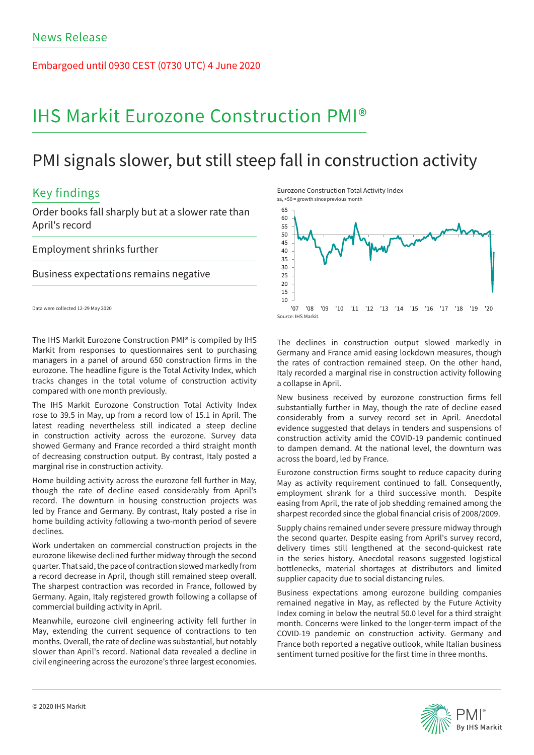News Release

Embargoed until 0930 CEST (0730 UTC) 4 June 2020

# IHS Markit Eurozone Construction PMI®

## PMI signals slower, but still steep fall in construction activity

### Key findings

Order books fall sharply but at a slower rate than April's record

Employment shrinks further

Business expectations remains negative

Data were collected 12-29 May 2020

Eurozone Construction Total Activity Index
sa, >50 = growth since previous month

Source: IHS Markit.

The IHS Markit Eurozone Construction PMI® is compiled by IHS Markit from responses to questionnaires sent to purchasing managers in a panel of around 650 construction firms in the eurozone. The headline figure is the Total Activity Index, which tracks changes in the total volume of construction activity compared with one month previously.

The IHS Markit Eurozone Construction Total Activity Index rose to 39.5 in May, up from a record low of 15.1 in April. The latest reading nevertheless still indicated a steep decline in construction activity across the eurozone. Survey data showed Germany and France recorded a third straight month of decreasing construction output. By contrast, Italy posted a marginal rise in construction activity.

Home building activity across the eurozone fell further in May, though the rate of decline eased considerably from April's record. The downturn in housing construction projects was led by France and Germany. By contrast, Italy posted a rise in home building activity following a two-month period of severe declines.

Work undertaken on commercial construction projects in the eurozone likewise declined further midway through the second quarter. That said, the pace of contraction slowed markedly from a record decrease in April, though still remained steep overall. The sharpest contraction was recorded in France, followed by Germany. Again, Italy registered growth following a collapse of commercial building activity in April.

Meanwhile, eurozone civil engineering activity fell further in May, extending the current sequence of contractions to ten months. Overall, the rate of decline was substantial, but notably slower than April's record. National data revealed a decline in civil engineering across the eurozone's three largest economies.

The declines in construction output slowed markedly in Germany and France amid easing lockdown measures, though the rates of contraction remained steep. On the other hand, Italy recorded a marginal rise in construction activity following a collapse in April.

New business received by eurozone construction firms fell substantially further in May, though the rate of decline eased considerably from a survey record set in April. Anecdotal evidence suggested that delays in tenders and suspensions of construction activity amid the COVID-19 pandemic continued to dampen demand. At the national level, the downturn was across the board, led by France.

Eurozone construction firms sought to reduce capacity during May as activity requirement continued to fall. Consequently, employment shrank for a third successive month. Despite easing from April, the rate of job shedding remained among the sharpest recorded since the global financial crisis of 2008/2009.

Supply chains remained under severe pressure midway through the second quarter. Despite easing from April's survey record, delivery times still lengthened at the second-quickest rate in the series history. Anecdotal reasons suggested logistical bottlenecks, material shortages at distributors and limited supplier capacity due to social distancing rules.

Business expectations among eurozone building companies remained negative in May, as reflected by the Future Activity Index coming in below the neutral 50.0 level for a third straight month. Concerns were linked to the longer-term impact of the COVID-19 pandemic on construction activity. Germany and France both reported a negative outlook, while Italian business sentiment turned positive for the first time in three months.

© 2020 IHS Markit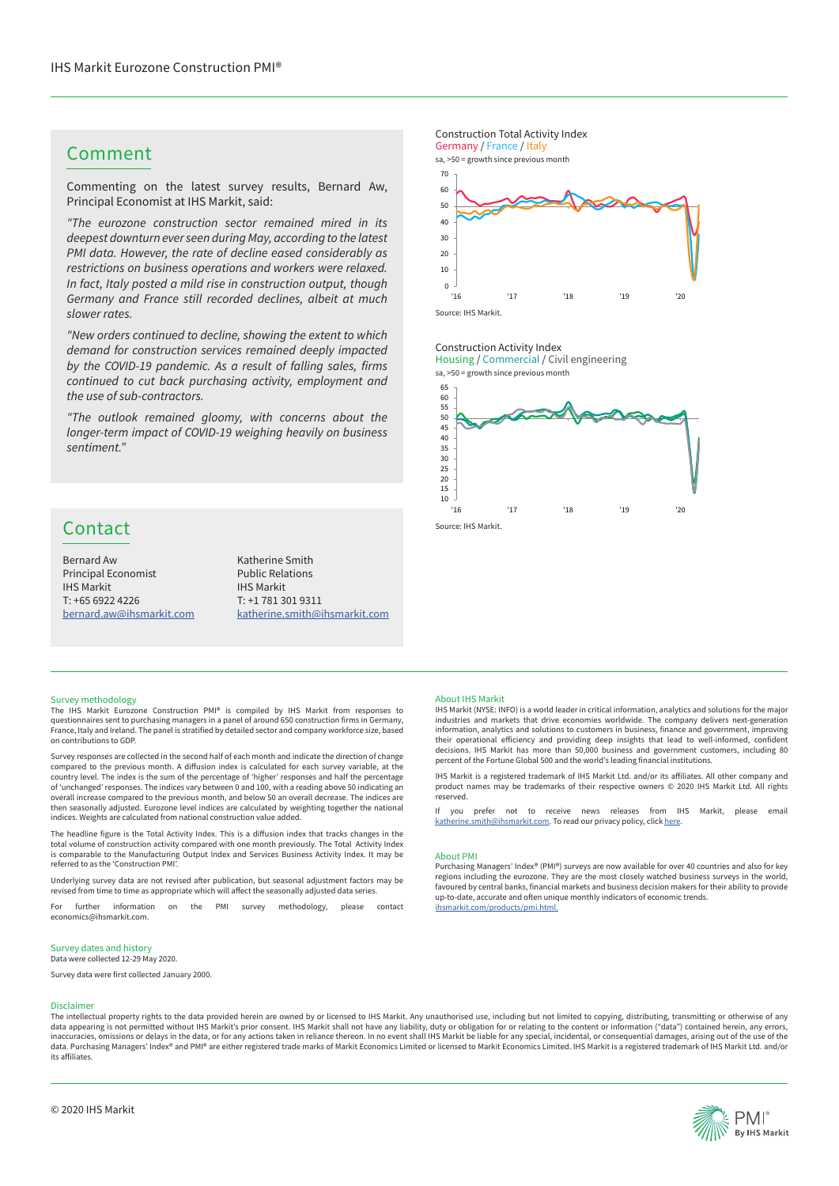## Comment

Commenting on the latest survey results, Bernard Aw, Principal Economist at IHS Markit, said:

*"The eurozone construction sector remained mired in its deepest downturn ever seen during May, according to the latest PMI data. However, the rate of decline eased considerably as restrictions on business operations and workers were relaxed. In fact, Italy posted a mild rise in construction output, though Germany and France still recorded declines, albeit at much slower rates.*

*"New orders continued to decline, showing the extent to which demand for construction services remained deeply impacted by the COVID-19 pandemic. As a result of falling sales, firms continued to cut back purchasing activity, employment and the use of sub-contractors.*

*"The outlook remained gloomy, with concerns about the longer-term impact of COVID-19 weighing heavily on business sentiment."*

Construction Total Activity Index
Germany / France / Italy
sa, >50 = growth since previous month

70
60
50
40
30
20
10
0
'16 '17 '18 '19 '20

Source: IHS Markit.

Construction Activity Index
Housing / Commercial / Civil engineering
sa, >50 = growth since previous month

65
60
55
50
45
40
35
30
25
20
15
10
'16 '17 '18 '19 '20

Source: IHS Markit.

## Contact

Bernard Aw
Principal Economist
IHS Markit
T: +65 6922 4226
bernard.aw@ihsmarkit.com

Katherine Smith
Public Relations
IHS Markit
T: +1 781 301 9311
katherine.smith@ihsmarkit.com

### Survey methodology

The IHS Markit Eurozone Construction PMI® is compiled by IHS Markit from responses to questionnaires sent to purchasing managers in a panel of around 650 construction firms in Germany, France, Italy and Ireland. The panel is stratified by detailed sector and company workforce size, based on contributions to GDP.

Survey responses are collected in the second half of each month and indicate the direction of change compared to the previous month. A diffusion index is calculated for each survey variable, at the country level. The index is the sum of the percentage of 'higher' responses and half the percentage of 'unchanged' responses. The indices vary between 0 and 100, with a reading above 50 indicating an overall increase compared to the previous month, and below 50 an overall decrease. The indices are then seasonally adjusted. Eurozone level indices are calculated by weighting together the national indices. Weights are calculated from national construction value added.

The headline figure is the Total Activity Index. This is a diffusion index that tracks changes in the total volume of construction activity compared with one month previously. The Total Activity Index is comparable to the Manufacturing Output Index and Services Business Activity Index. It may be referred to as the 'Construction PMI'.

Underlying survey data are not revised after publication, but seasonal adjustment factors may be revised from time to time as appropriate which will affect the seasonally adjusted data series.

For further information on the PMI survey methodology, please contact economics@ihsmarkit.com.

### Survey dates and history

Data were collected 12-29 May 2020.

Survey data were first collected January 2000.

### About IHS Markit

IHS Markit (NYSE: INFO) is a world leader in critical information, analytics and solutions for the major industries and markets that drive economies worldwide. The company delivers next-generation information, analytics and solutions to customers in business, finance and government, improving their operational efficiency and providing deep insights that lead to well-informed, confident decisions. IHS Markit has more than 50,000 business and government customers, including 80 percent of the Fortune Global 500 and the world's leading financial institutions.

IHS Markit is a registered trademark of IHS Markit Ltd. and/or its affiliates. All other company and product names may be trademarks of their respective owners © 2020 IHS Markit Ltd. All rights reserved.

If you prefer not to receive news releases from IHS Markit, please email katherine.smith@ihsmarkit.com. To read our privacy policy, click here.

### About PMI

Purchasing Managers' Index® (PMI®) surveys are now available for over 40 countries and also for key regions including the eurozone. They are the most closely watched business surveys in the world, favoured by central banks, financial markets and business decision makers for their ability to provide up-to-date, accurate and often unique monthly indicators of economic trends.
ihsmarkit.com/products/pmi.html.

### Disclaimer

The intellectual property rights to the data provided herein are owned by or licensed to IHS Markit. Any unauthorised use, including but not limited to copying, distributing, transmitting or otherwise of any data appearing is not permitted without IHS Markit's prior consent. IHS Markit shall not have any liability, duty or obligation for or relating to the content or information ("data") contained herein, any errors, inaccuracies, omissions or delays in the data, or for any actions taken in reliance thereon. In no event shall IHS Markit be liable for any special, incidental, or consequential damages, arising out of the use of the data. Purchasing Managers' Index® and PMI® are either registered trade marks of Markit Economics Limited or licensed to Markit Economics Limited. IHS Markit is a registered trademark of IHS Markit Ltd. and/or its affiliates.

© 2020 IHS Markit